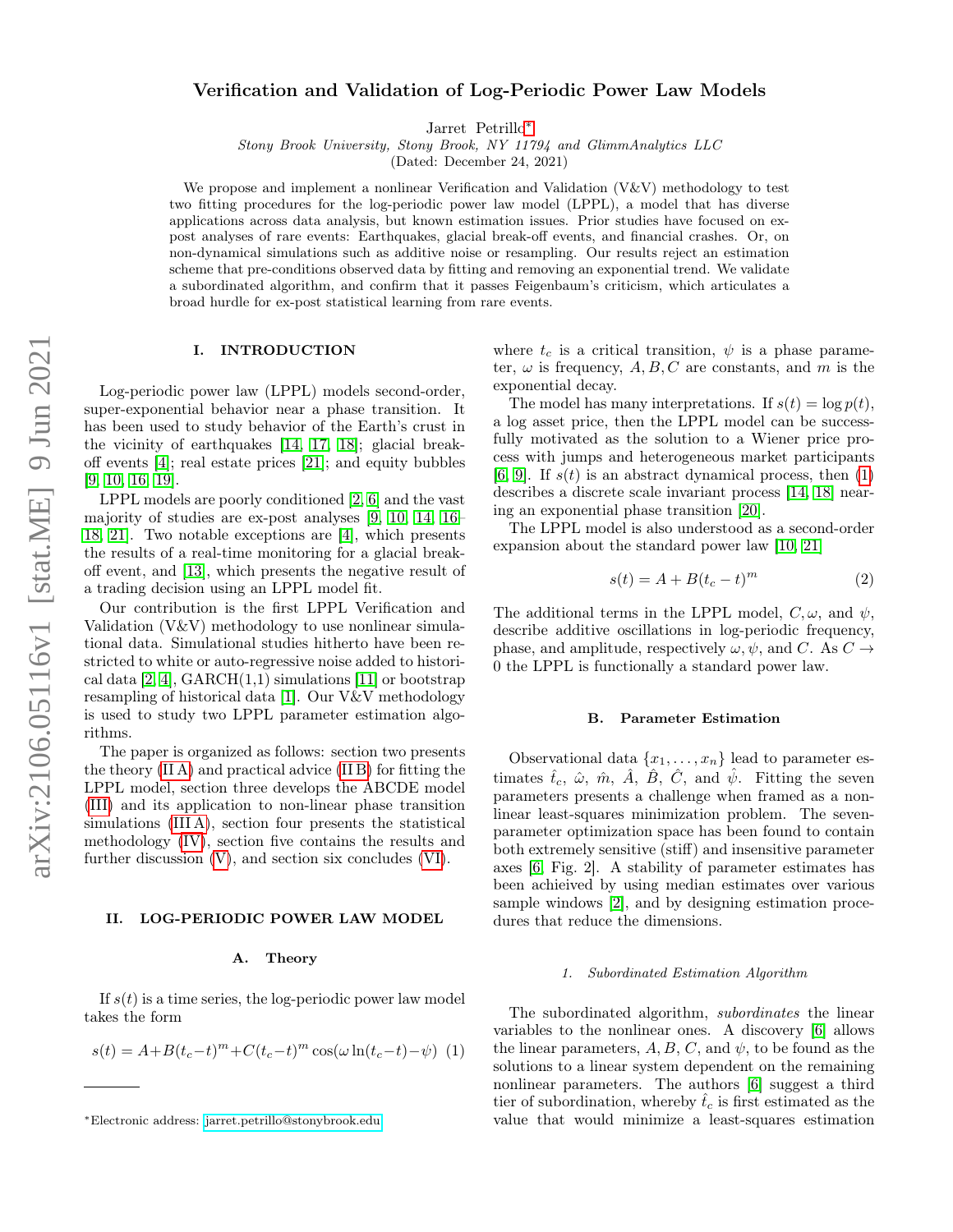# Verification and Validation of Log-Periodic Power Law Models

Jarret Petrillo*

*Stony Brook University, Stony Brook, NY 11794 and GlimmAnalytics LLC*

(Dated: December 24, 2021)

We propose and implement a nonlinear Verification and Validation (V&V) methodology to test two fitting procedures for the log-periodic power law model (LPPL), a model that has diverse applications across data analysis, but known estimation issues. Prior studies have focused on ex-post analyses of rare events: Earthquakes, glacial break-off events, and financial crashes. Or, on non-dynamical simulations such as additive noise or resampling. Our results reject an estimation scheme that pre-conditions observed data by fitting and removing an exponential trend. We validate a subordinated algorithm, and confirm that it passes Feigenbaum's criticism, which articulates a broad hurdle for ex-post statistical learning from rare events.

## I. INTRODUCTION

Log-periodic power law (LPPL) models second-order, super-exponential behavior near a phase transition. It has been used to study behavior of the Earth's crust in the vicinity of earthquakes [14, 17, 18]; glacial break-off events [4]; real estate prices [21]; and equity bubbles [9, 10, 16, 19].

LPPL models are poorly conditioned [2, 6] and the vast majority of studies are ex-post analyses [9, 10, 14, 16–18, 21]. Two notable exceptions are [4], which presents the results of a real-time monitoring for a glacial break-off event, and [13], which presents the negative result of a trading decision using an LPPL model fit.

Our contribution is the first LPPL Verification and Validation (V&V) methodology to use nonlinear simulational data. Simulational studies hitherto have been restricted to white or auto-regressive noise added to historical data [2, 4], GARCH(1,1) simulations [11] or bootstrap resampling of historical data [1]. Our V&V methodology is used to study two LPPL parameter estimation algorithms.

The paper is organized as follows: section two presents the theory (II A) and practical advice (II B) for fitting the LPPL model, section three develops the ABCDE model (III) and its application to non-linear phase transition simulations (III A), section four presents the statistical methodology (IV), section five contains the results and further discussion (V), and section six concludes (VI).

## II. LOG-PERIODIC POWER LAW MODEL

### A. Theory

If $s(t)$ is a time series, the log-periodic power law model takes the form

$$s(t) = A + B(t_c - t)^m + C(t_c - t)^m \cos(\omega \ln(t_c - t) - \psi) \quad (1)$$

where $t_c$ is a critical transition, $\psi$ is a phase parameter, $\omega$ is frequency, $A, B, C$ are constants, and $m$ is the exponential decay.

The model has many interpretations. If $s(t) = \log p(t)$, a log asset price, then the LPPL model can be successfully motivated as the solution to a Wiener price process with jumps and heterogeneous market participants [6, 9]. If $s(t)$ is an abstract dynamical process, then (1) describes a discrete scale invariant process [14, 18] nearing an exponential phase transition [20].

The LPPL model is also understood as a second-order expansion about the standard power law [10, 21]

$$s(t) = A + B(t_c - t)^m \quad (2)$$

The additional terms in the LPPL model, $C, \omega$, and $\psi$, describe additive oscillations in log-periodic frequency, phase, and amplitude, respectively $\omega, \psi$, and $C$. As $C \to 0$ the LPPL is functionally a standard power law.

### B. Parameter Estimation

Observational data $\{x_1, \ldots, x_n\}$ lead to parameter estimates $\hat{t}_c$, $\hat{\omega}$, $\hat{m}$, $\hat{A}$, $\hat{B}$, $\hat{C}$, and $\hat{\psi}$. Fitting the seven parameters presents a challenge when framed as a nonlinear least-squares minimization problem. The seven-parameter optimization space has been found to contain both extremely sensitive (stiff) and insensitive parameter axes [6, Fig. 2]. A stability of parameter estimates has been achieved by using median estimates over various sample windows [2], and by designing estimation procedures that reduce the dimensions.

#### 1. Subordinated Estimation Algorithm

The subordinated algorithm, *subordinates* the linear variables to the nonlinear ones. A discovery [6] allows the linear parameters, $A$, $B$, $C$, and $\psi$, to be found as the solutions to a linear system dependent on the remaining nonlinear parameters. The authors [6] suggest a third tier of subordination, whereby $\hat{t}_c$ is first estimated as the value that would minimize a least-squares estimation

*Electronic address: jarret.petrillo@stonybrook.edu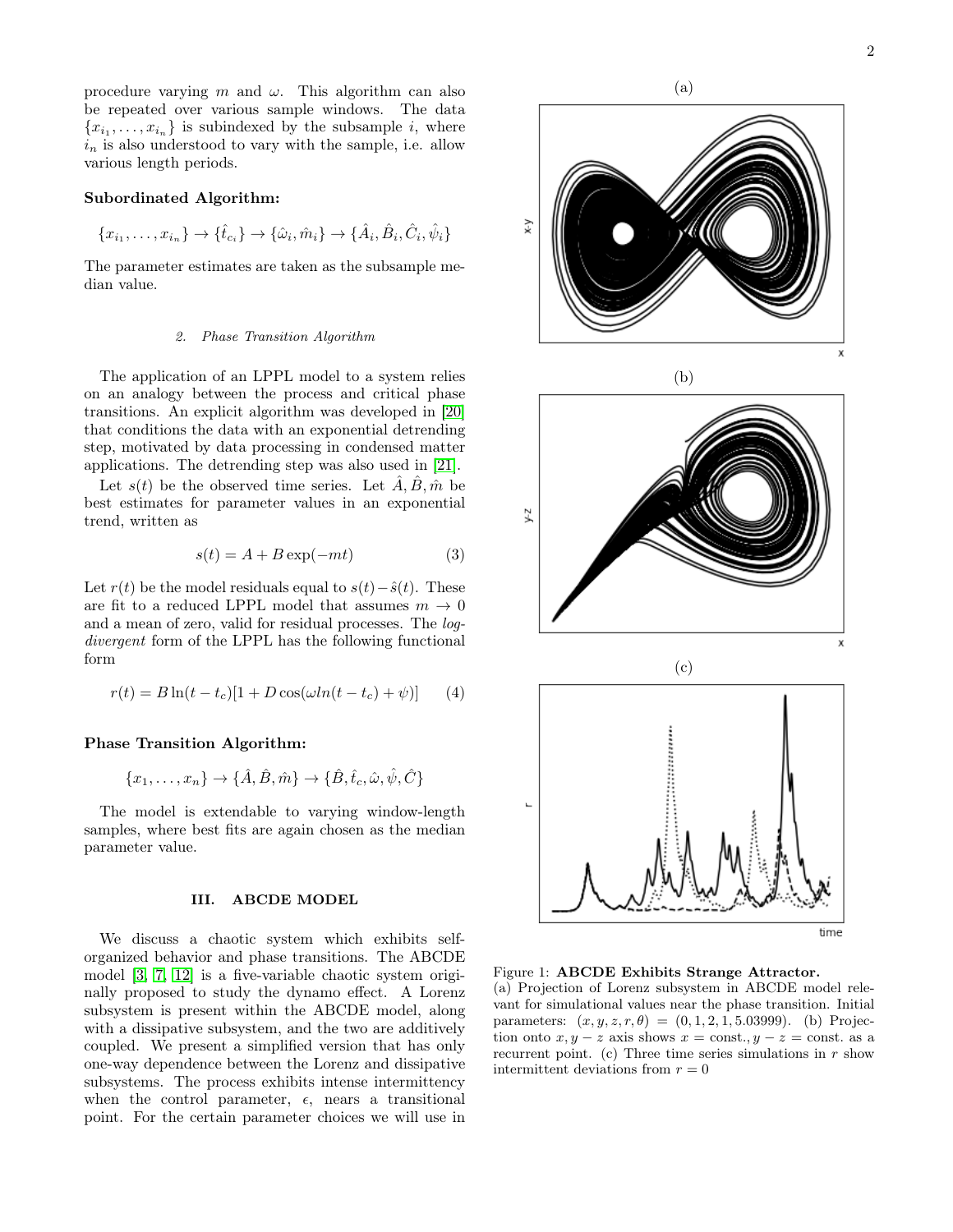procedure varying $m$ and $\omega$. This algorithm can also be repeated over various sample windows. The data $\{x_{i_1}, \ldots, x_{i_n}\}$ is subindexed by the subsample $i$, where $i_n$ is also understood to vary with the sample, i.e. allow various length periods.

**Subordinated Algorithm:**

$$\{x_{i_1}, \ldots, x_{i_n}\} \rightarrow \{\hat{t}_{c_i}\} \rightarrow \{\hat{\omega}_i, \hat{m}_i\} \rightarrow \{\hat{A}_i, \hat{B}_i, \hat{C}_i, \hat{\psi}_i\}$$

The parameter estimates are taken as the subsample median value.

### 2. Phase Transition Algorithm

The application of an LPPL model to a system relies on an analogy between the process and critical phase transitions. An explicit algorithm was developed in [20] that conditions the data with an exponential detrending step, motivated by data processing in condensed matter applications. The detrending step was also used in [21].

Let $s(t)$ be the observed time series. Let $\hat{A}, \hat{B}, \hat{m}$ be best estimates for parameter values in an exponential trend, written as

$$s(t) = A + B\exp(-mt) \tag{3}$$

Let $r(t)$ be the model residuals equal to $s(t) - \hat{s}(t)$. These are fit to a reduced LPPL model that assumes $m \rightarrow 0$ and a mean of zero, valid for residual processes. The *log-divergent* form of the LPPL has the following functional form

$$r(t) = B\ln(t - t_c)[1 + D\cos(\omega ln(t - t_c) + \psi)] \tag{4}$$

**Phase Transition Algorithm:**

$$\{x_1, \ldots, x_n\} \rightarrow \{\hat{A}, \hat{B}, \hat{m}\} \rightarrow \{\hat{B}, \hat{t}_c, \hat{\omega}, \hat{\psi}, \hat{C}\}$$

The model is extendable to varying window-length samples, where best fits are again chosen as the median parameter value.

## III. ABCDE MODEL

We discuss a chaotic system which exhibits self-organized behavior and phase transitions. The ABCDE model [3, 7, 12] is a five-variable chaotic system originally proposed to study the dynamo effect. A Lorenz subsystem is present within the ABCDE model, along with a dissipative subsystem, and the two are additively coupled. We present a simplified version that has only one-way dependence between the Lorenz and dissipative subsystems. The process exhibits intense intermittency when the control parameter, $\epsilon$, nears a transitional point. For the certain parameter choices we will use in

(a)

x-y

x

(b)

y-z

x

(c)

r

time

Figure 1: **ABCDE Exhibits Strange Attractor.**
(a) Projection of Lorenz subsystem in ABCDE model relevant for simulational values near the phase transition. Initial parameters: $(x, y, z, r, \theta) = (0, 1, 2, 1, 5.03999)$. (b) Projection onto $x, y - z$ axis shows $x = \text{const.}, y - z = \text{const.}$ as a recurrent point. (c) Three time series simulations in $r$ show intermittent deviations from $r = 0$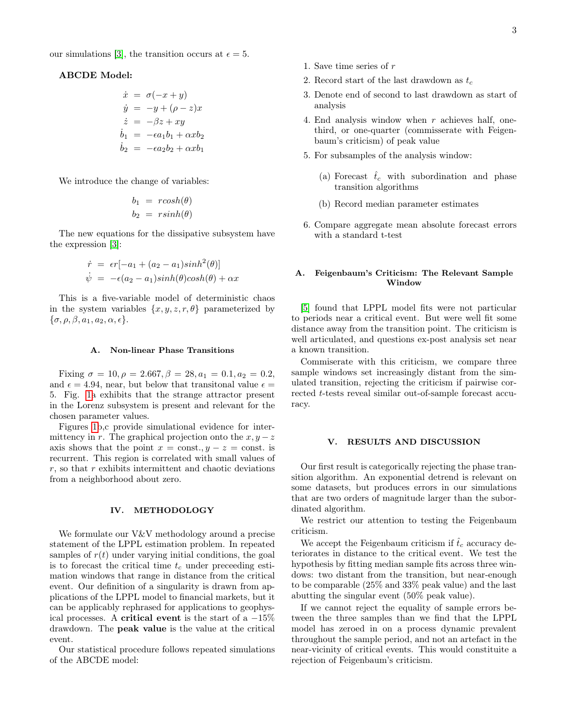our simulations [3], the transition occurs at $\epsilon = 5$.

**ABCDE Model:**

$$
\begin{aligned}
\dot{x} &= \sigma(-x + y) \\
\dot{y} &= -y + (\rho - z)x \\
\dot{z} &= -\beta z + xy \\
\dot{b}_1 &= -\epsilon a_1 b_1 + \alpha x b_2 \\
\dot{b}_2 &= -\epsilon a_2 b_2 + \alpha x b_1
\end{aligned}
$$

We introduce the change of variables:

$$
\begin{aligned}
b_1 &= r cosh(\theta) \\
b_2 &= r sinh(\theta)
\end{aligned}
$$

The new equations for the dissipative subsystem have the expression [3]:

$$
\begin{aligned}
\dot{r} &= \epsilon r[-a_1 + (a_2 - a_1) sinh^2(\theta)] \\
\dot{\psi} &= -\epsilon(a_2 - a_1) sinh(\theta) cosh(\theta) + \alpha x
\end{aligned}
$$

This is a five-variable model of deterministic chaos in the system variables $\{x, y, z, r, \theta\}$ parameterized by $\{\sigma, \rho, \beta, a_1, a_2, \alpha, \epsilon\}$.

### A. Non-linear Phase Transitions

Fixing $\sigma = 10, \rho = 2.667, \beta = 28, a_1 = 0.1, a_2 = 0.2$, and $\epsilon = 4.94$, near, but below that transitonal value $\epsilon = 5$. Fig. 1a exhibits that the strange attractor present in the Lorenz subsystem is present and relevant for the chosen parameter values.

Figures 1b,c provide simulational evidence for intermittency in $r$. The graphical projection onto the $x, y - z$ axis shows that the point $x = \text{const.}, y - z = \text{const.}$ is recurrent. This region is correlated with small values of $r$, so that $r$ exhibits intermittent and chaotic deviations from a neighborhood about zero.

## IV. METHODOLOGY

We formulate our V&V methodology around a precise statement of the LPPL estimation problem. In repeated samples of $r(t)$ under varying initial conditions, the goal is to forecast the critical time $t_c$ under preceeding estimation windows that range in distance from the critical event. Our definition of a singularity is drawn from applications of the LPPL model to financial markets, but it can be applicably rephrased for applications to geophysical processes. A **critical event** is the start of a $-15\%$ drawdown. The **peak value** is the value at the critical event.

Our statistical procedure follows repeated simulations of the ABCDE model:

1. Save time series of $r$
2. Record start of the last drawdown as $t_c$
3. Denote end of second to last drawdown as start of analysis
4. End analysis window when $r$ achieves half, one-third, or one-quarter (commisserate with Feigenbaum's criticism) of peak value
5. For subsamples of the analysis window:
   (a) Forecast $\hat{t}_c$ with subordination and phase transition algorithms
   (b) Record median parameter estimates
6. Compare aggregate mean absolute forecast errors with a standard t-test

### A. Feigenbaum's Criticism: The Relevant Sample Window

[5] found that LPPL model fits were not particular to periods near a critical event. But were well fit some distance away from the transition point. The criticism is well articulated, and questions ex-post analysis set near a known transition.

Commiserate with this criticism, we compare three sample windows set increasingly distant from the simulated transition, rejecting the criticism if pairwise corrected $t$-tests reveal similar out-of-sample forecast accuracy.

## V. RESULTS AND DISCUSSION

Our first result is categorically rejecting the phase transition algorithm. An exponential detrend is relevant on some datasets, but produces errors in our simulations that are two orders of magnitude larger than the subordinated algorithm.

We restrict our attention to testing the Feigenbaum criticism.

We accept the Feigenbaum criticism if $\hat{t}_c$ accuracy deteriorates in distance to the critical event. We test the hypothesis by fitting median sample fits across three windows: two distant from the transition, but near-enough to be comparable (25% and 33% peak value) and the last abutting the singular event (50% peak value).

If we cannot reject the equality of sample errors between the three samples than we find that the LPPL model has zeroed in on a process dynamic prevalent throughout the sample period, and not an artefact in the near-vicinity of critical events. This would constituite a rejection of Feigenbaum's criticism.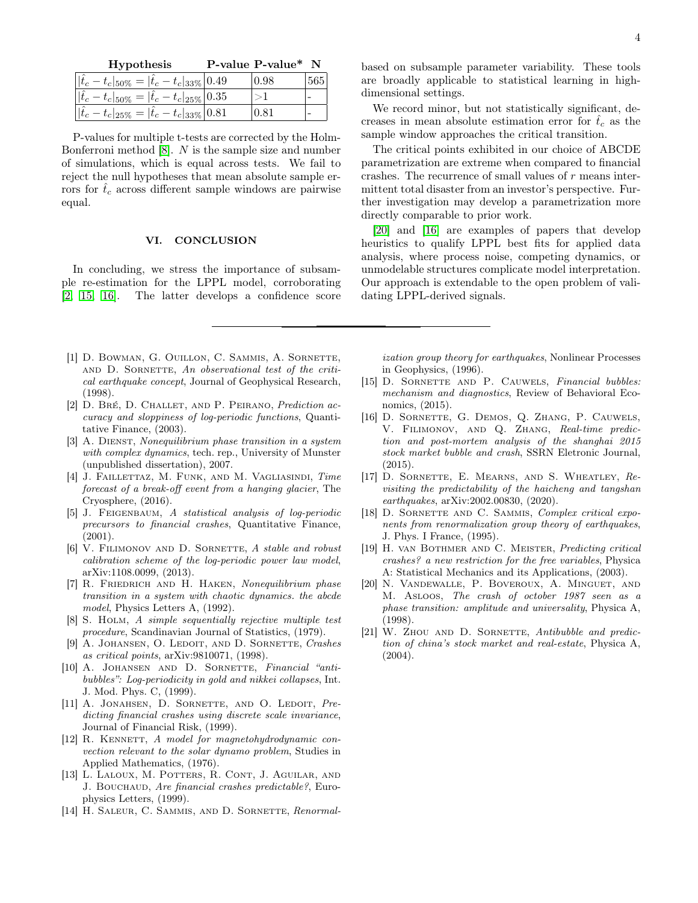| Hypothesis | P-value | P-value* | N |
|---|---|---|---|
| $\lvert\hat{t}_c - t_c\rvert_{50\%} = \lvert\hat{t}_c - t_c\rvert_{33\%}$ | 0.49 | 0.98 | 565 |
| $\lvert\hat{t}_c - t_c\rvert_{50\%} = \lvert\hat{t}_c - t_c\rvert_{25\%}$ | 0.35 | >1 | - |
| $\lvert\hat{t}_c - t_c\rvert_{25\%} = \lvert\hat{t}_c - t_c\rvert_{33\%}$ | 0.81 | 0.81 | - |

P-values for multiple t-tests are corrected by the Holm-Bonferroni method [8]. $N$ is the sample size and number of simulations, which is equal across tests. We fail to reject the null hypotheses that mean absolute sample errors for $\hat{t}_c$ across different sample windows are pairwise equal.

## VI. CONCLUSION

In concluding, we stress the importance of subsample re-estimation for the LPPL model, corroborating [2, 15, 16]. The latter develops a confidence score based on subsample parameter variability. These tools are broadly applicable to statistical learning in high-dimensional settings.

We record minor, but not statistically significant, decreases in mean absolute estimation error for $\hat{t}_c$ as the sample window approaches the critical transition.

The critical points exhibited in our choice of ABCDE parametrization are extreme when compared to financial crashes. The recurrence of small values of $r$ means intermittent total disaster from an investor's perspective. Further investigation may develop a parametrization more directly comparable to prior work.

[20] and [16] are examples of papers that develop heuristics to qualify LPPL best fits for applied data analysis, where process noise, competing dynamics, or unmodelable structures complicate model interpretation. Our approach is extendable to the open problem of validating LPPL-derived signals.

---

[1] D. Bowman, G. Ouillon, C. Sammis, A. Sornette, and D. Sornette, *An observational test of the critical earthquake concept*, Journal of Geophysical Research, (1998).

[2] D. Bré, D. Challet, and P. Peirano, *Prediction accuracy and sloppiness of log-periodic functions*, Quantitative Finance, (2003).

[3] A. Dienst, *Nonequilibrium phase transition in a system with complex dynamics*, tech. rep., University of Munster (unpublished dissertation), 2007.

[4] J. Faillettaz, M. Funk, and M. Vagliasindi, *Time forecast of a break-off event from a hanging glacier*, The Cryosphere, (2016).

[5] J. Feigenbaum, *A statistical analysis of log-periodic precursors to financial crashes*, Quantitative Finance, (2001).

[6] V. Filimonov and D. Sornette, *A stable and robust calibration scheme of the log-periodic power law model*, arXiv:1108.0099, (2013).

[7] R. Friedrich and H. Haken, *Nonequilibrium phase transition in a system with chaotic dynamics. the abcde model*, Physics Letters A, (1992).

[8] S. Holm, *A simple sequentially rejective multiple test procedure*, Scandinavian Journal of Statistics, (1979).

[9] A. Johansen, O. Ledoit, and D. Sornette, *Crashes as critical points*, arXiv:9810071, (1998).

[10] A. Johansen and D. Sornette, *Financial "anti-bubbles": Log-periodicity in gold and nikkei collapses*, Int. J. Mod. Phys. C, (1999).

[11] A. Jonahsen, D. Sornette, and O. Ledoit, *Predicting financial crashes using discrete scale invariance*, Journal of Financial Risk, (1999).

[12] R. Kennett, *A model for magnetohydrodynamic convection relevant to the solar dynamo problem*, Studies in Applied Mathematics, (1976).

[13] L. Laloux, M. Potters, R. Cont, J. Aguilar, and J. Bouchaud, *Are financial crashes predictable?*, Europhysics Letters, (1999).

[14] H. Saleur, C. Sammis, and D. Sornette, *Renormalization group theory for earthquakes*, Nonlinear Processes in Geophysics, (1996).

[15] D. Sornette and P. Cauwels, *Financial bubbles: mechanism and diagnostics*, Review of Behavioral Economics, (2015).

[16] D. Sornette, G. Demos, Q. Zhang, P. Cauwels, V. Filimonov, and Q. Zhang, *Real-time prediction and post-mortem analysis of the shanghai 2015 stock market bubble and crash*, SSRN Eletronic Journal, (2015).

[17] D. Sornette, E. Mearns, and S. Wheatley, *Revisiting the predictability of the haicheng and tangshan earthquakes*, arXiv:2002.00830, (2020).

[18] D. Sornette and C. Sammis, *Complex critical exponents from renormalization group theory of earthquakes*, J. Phys. I France, (1995).

[19] H. van Bothmer and C. Meister, *Predicting critical crashes? a new restriction for the free variables*, Physica A: Statistical Mechanics and its Applications, (2003).

[20] N. Vandewalle, P. Boveroux, A. Minguet, and M. Asloos, *The crash of october 1987 seen as a phase transition: amplitude and universality*, Physica A, (1998).

[21] W. Zhou and D. Sornette, *Antibubble and prediction of china's stock market and real-estate*, Physica A, (2004).